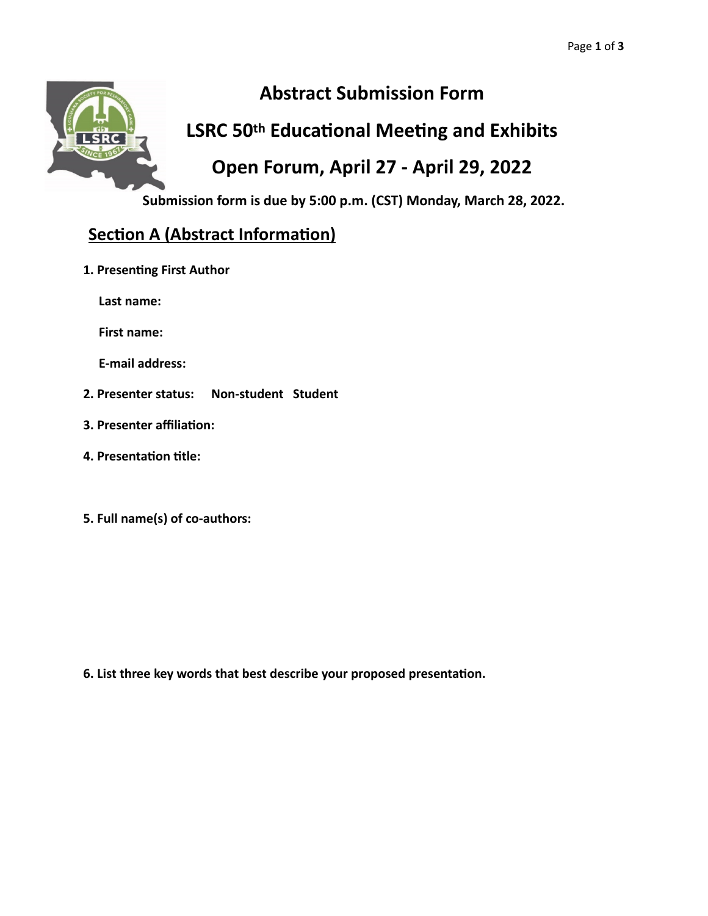# Abstract Submission Form

## LSRC 50th Educational Meeting and Exhibits

## Open Forum, April 27 - April 29, 2022

**Submission form is due by 5:00 p.m. (CST) Monday, March 28, 2022.**

## <u>Section A (Abstract Information)</u>

**1. Presenting First Author**

**Last name:**

**First name:**

**E-mail address:**

**2. Presenter status:** **Non-student** **Student**

**3. Presenter affiliation:**

**4. Presentation title:**

**5. Full name(s) of co-authors:**

**6. List three key words that best describe your proposed presentation.**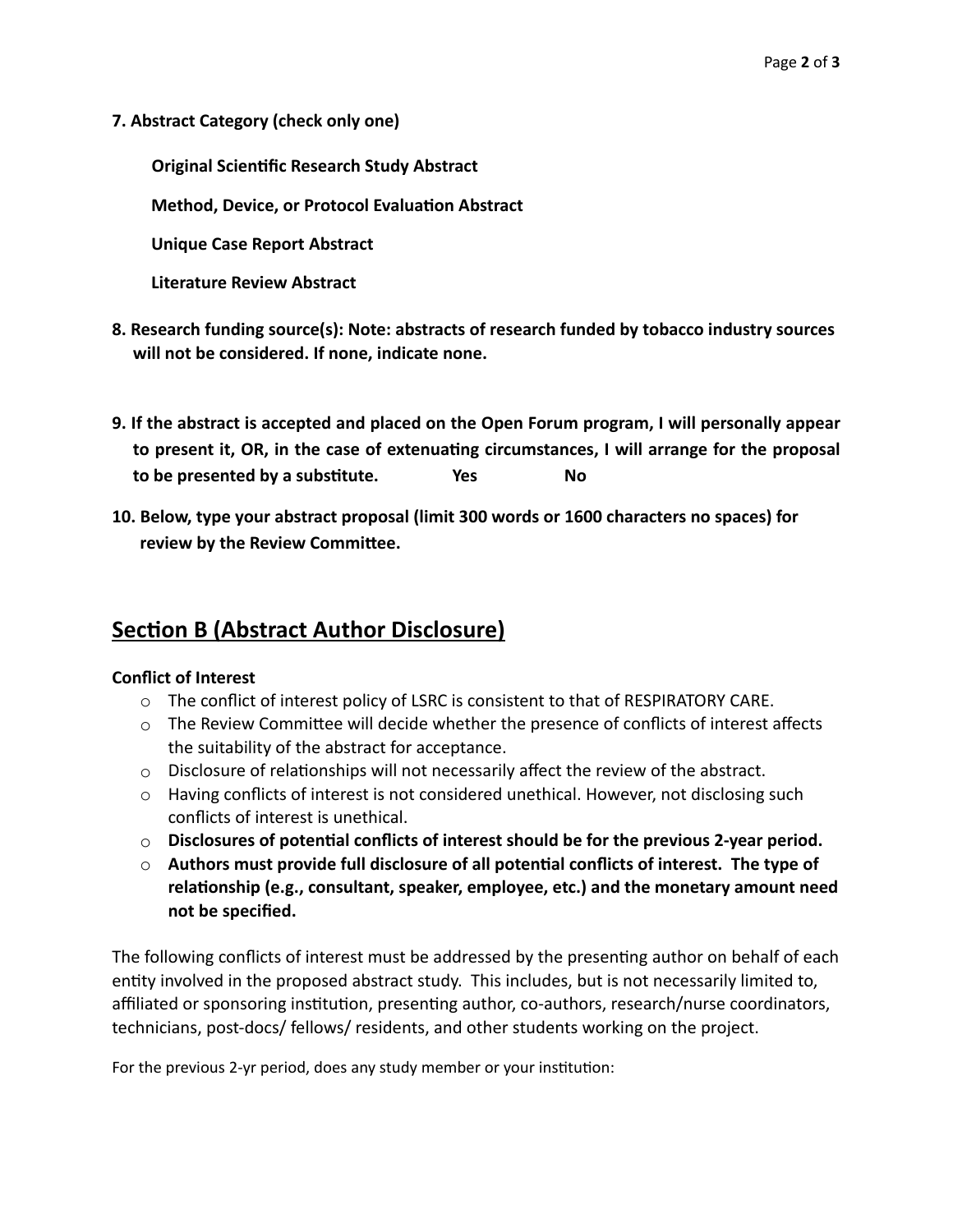**7. Abstract Category (check only one)**

**Original Scientific Research Study Abstract**

**Method, Device, or Protocol Evaluation Abstract**

**Unique Case Report Abstract**

**Literature Review Abstract**

**8. Research funding source(s): Note: abstracts of research funded by tobacco industry sources will not be considered. If none, indicate none.**

**9. If the abstract is accepted and placed on the Open Forum program, I will personally appear to present it, OR, in the case of extenuating circumstances, I will arrange for the proposal to be presented by a substitute. Yes No**

**10. Below, type your abstract proposal (limit 300 words or 1600 characters no spaces) for review by the Review Committee.**

## Section B (Abstract Author Disclosure)

**Conflict of Interest**

- The conflict of interest policy of LSRC is consistent to that of RESPIRATORY CARE.
- The Review Committee will decide whether the presence of conflicts of interest affects the suitability of the abstract for acceptance.
- Disclosure of relationships will not necessarily affect the review of the abstract.
- Having conflicts of interest is not considered unethical. However, not disclosing such conflicts of interest is unethical.
- **Disclosures of potential conflicts of interest should be for the previous 2-year period.**
- **Authors must provide full disclosure of all potential conflicts of interest. The type of relationship (e.g., consultant, speaker, employee, etc.) and the monetary amount need not be specified.**

The following conflicts of interest must be addressed by the presenting author on behalf of each entity involved in the proposed abstract study. This includes, but is not necessarily limited to, affiliated or sponsoring institution, presenting author, co-authors, research/nurse coordinators, technicians, post-docs/ fellows/ residents, and other students working on the project.

For the previous 2-yr period, does any study member or your institution: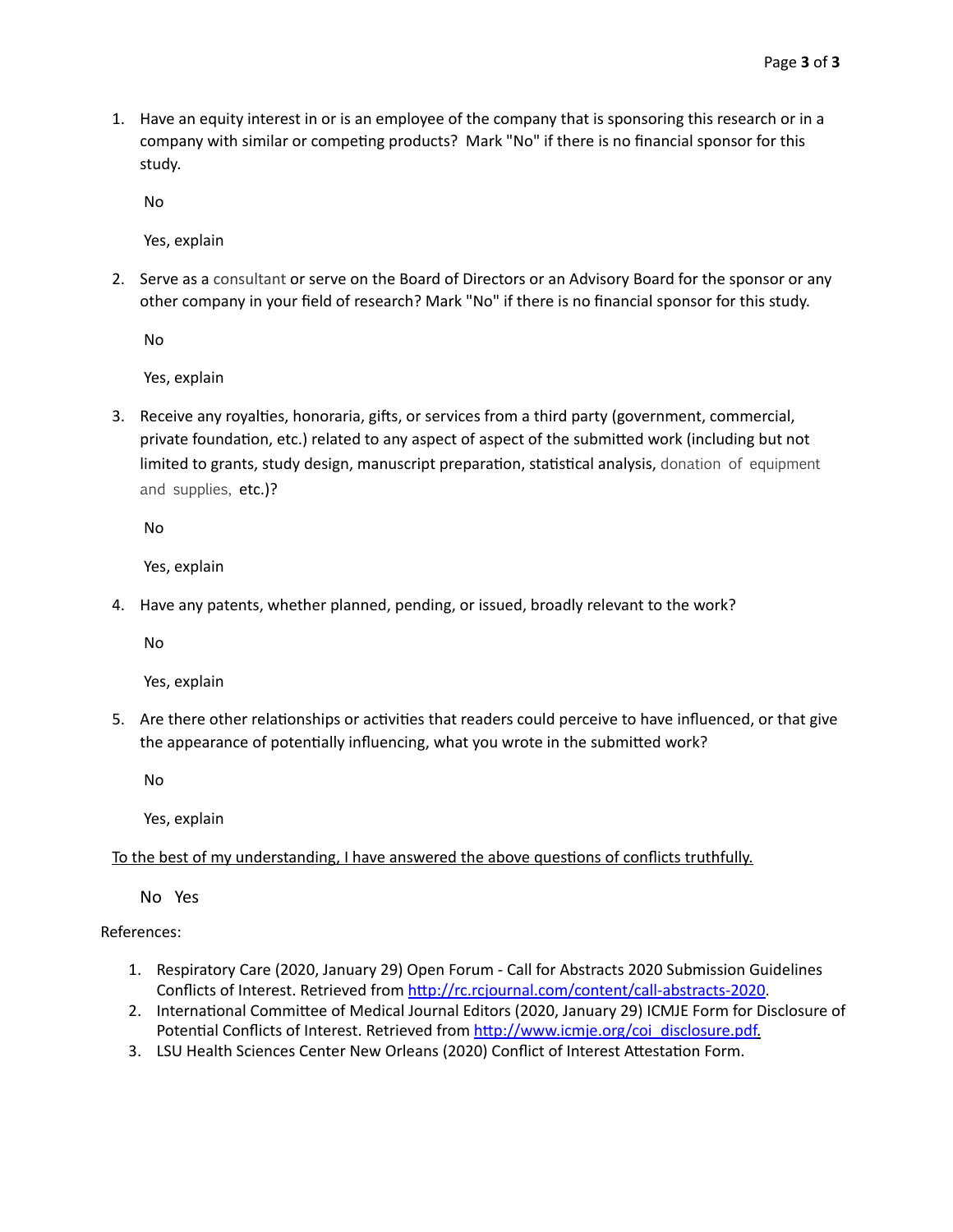1. Have an equity interest in or is an employee of the company that is sponsoring this research or in a company with similar or competing products? Mark "No" if there is no financial sponsor for this study.

   No

   Yes, explain

2. Serve as a consultant or serve on the Board of Directors or an Advisory Board for the sponsor or any other company in your field of research? Mark "No" if there is no financial sponsor for this study.

   No

   Yes, explain

3. Receive any royalties, honoraria, gifts, or services from a third party (government, commercial, private foundation, etc.) related to any aspect of aspect of the submitted work (including but not limited to grants, study design, manuscript preparation, statistical analysis, donation of equipment and supplies, etc.)?

   No

   Yes, explain

4. Have any patents, whether planned, pending, or issued, broadly relevant to the work?

   No

   Yes, explain

5. Are there other relationships or activities that readers could perceive to have influenced, or that give the appearance of potentially influencing, what you wrote in the submitted work?

   No

   Yes, explain

To the best of my understanding, I have answered the above questions of conflicts truthfully.

No Yes

References:

1. Respiratory Care (2020, January 29) Open Forum - Call for Abstracts 2020 Submission Guidelines Conflicts of Interest. Retrieved from http://rc.rcjournal.com/content/call-abstracts-2020.
2. International Committee of Medical Journal Editors (2020, January 29) ICMJE Form for Disclosure of Potential Conflicts of Interest. Retrieved from http://www.icmje.org/coi_disclosure.pdf.
3. LSU Health Sciences Center New Orleans (2020) Conflict of Interest Attestation Form.